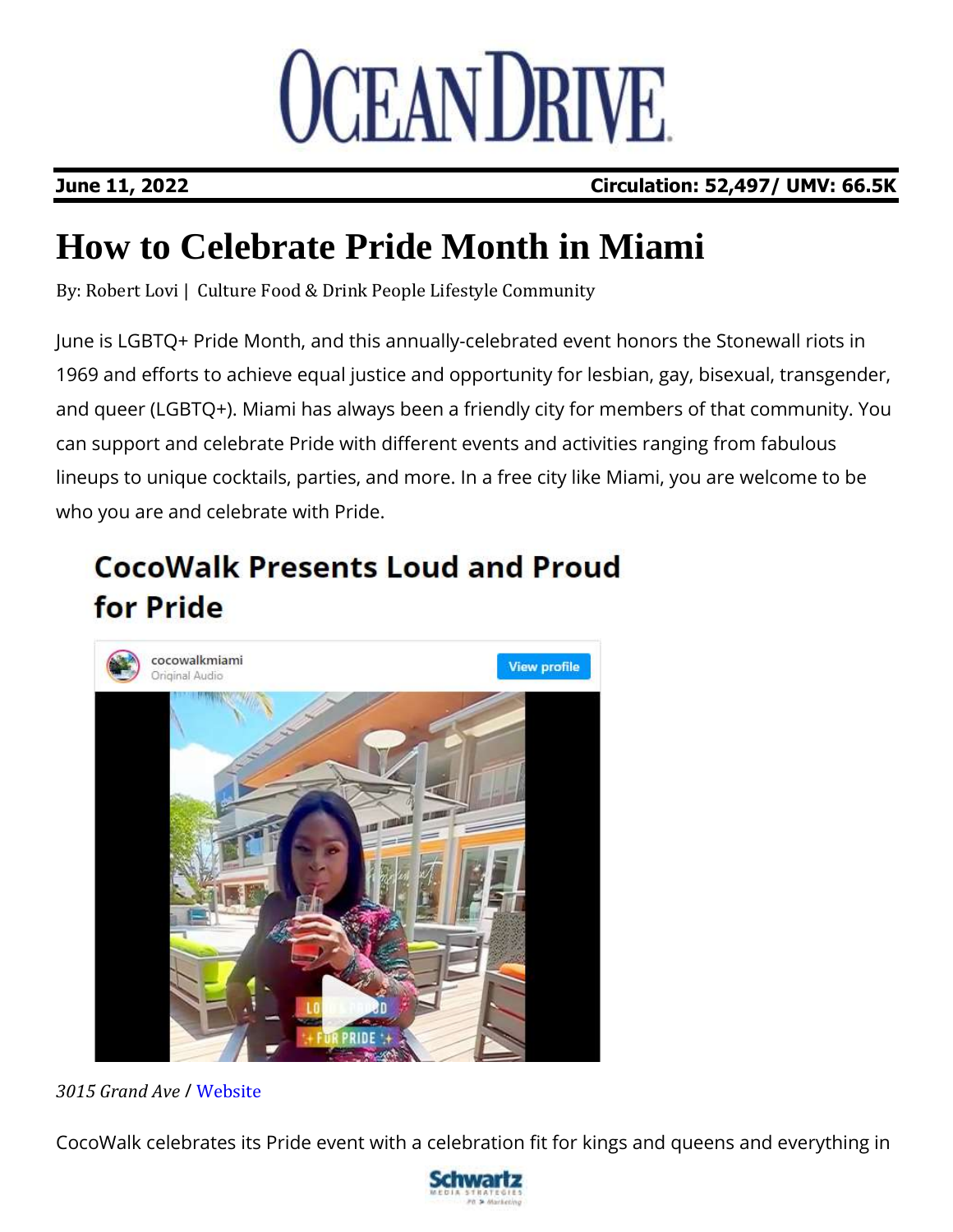# OCEAN DRIVE

**June 11, 2022** **Circulation: 52,497/ UMV: 66.5K**

# How to Celebrate Pride Month in Miami

By: Robert Lovi | Culture Food & Drink People Lifestyle Community

June is LGBTQ+ Pride Month, and this annually-celebrated event honors the Stonewall riots in 1969 and efforts to achieve equal justice and opportunity for lesbian, gay, bisexual, transgender, and queer (LGBTQ+). Miami has always been a friendly city for members of that community. You can support and celebrate Pride with different events and activities ranging from fabulous lineups to unique cocktails, parties, and more. In a free city like Miami, you are welcome to be who you are and celebrate with Pride.

## CocoWalk Presents Loud and Proud for Pride

*3015 Grand Ave* / Website

CocoWalk celebrates its Pride event with a celebration fit for kings and queens and everything in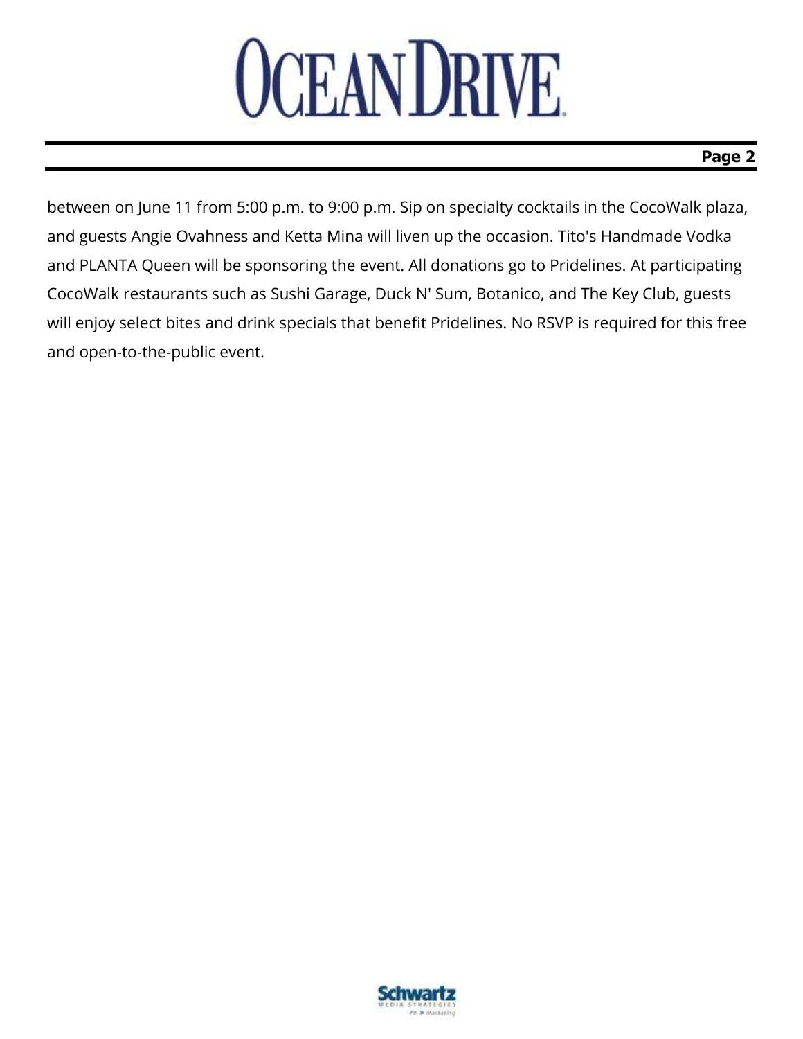between on June 11 from 5:00 p.m. to 9:00 p.m. Sip on specialty cocktails in the CocoWalk plaza, and guests Angie Ovahness and Ketta Mina will liven up the occasion. Tito's Handmade Vodka and PLANTA Queen will be sponsoring the event. All donations go to Pridelines. At participating CocoWalk restaurants such as Sushi Garage, Duck N' Sum, Botanico, and The Key Club, guests will enjoy select bites and drink specials that benefit Pridelines. No RSVP is required for this free and open-to-the-public event.